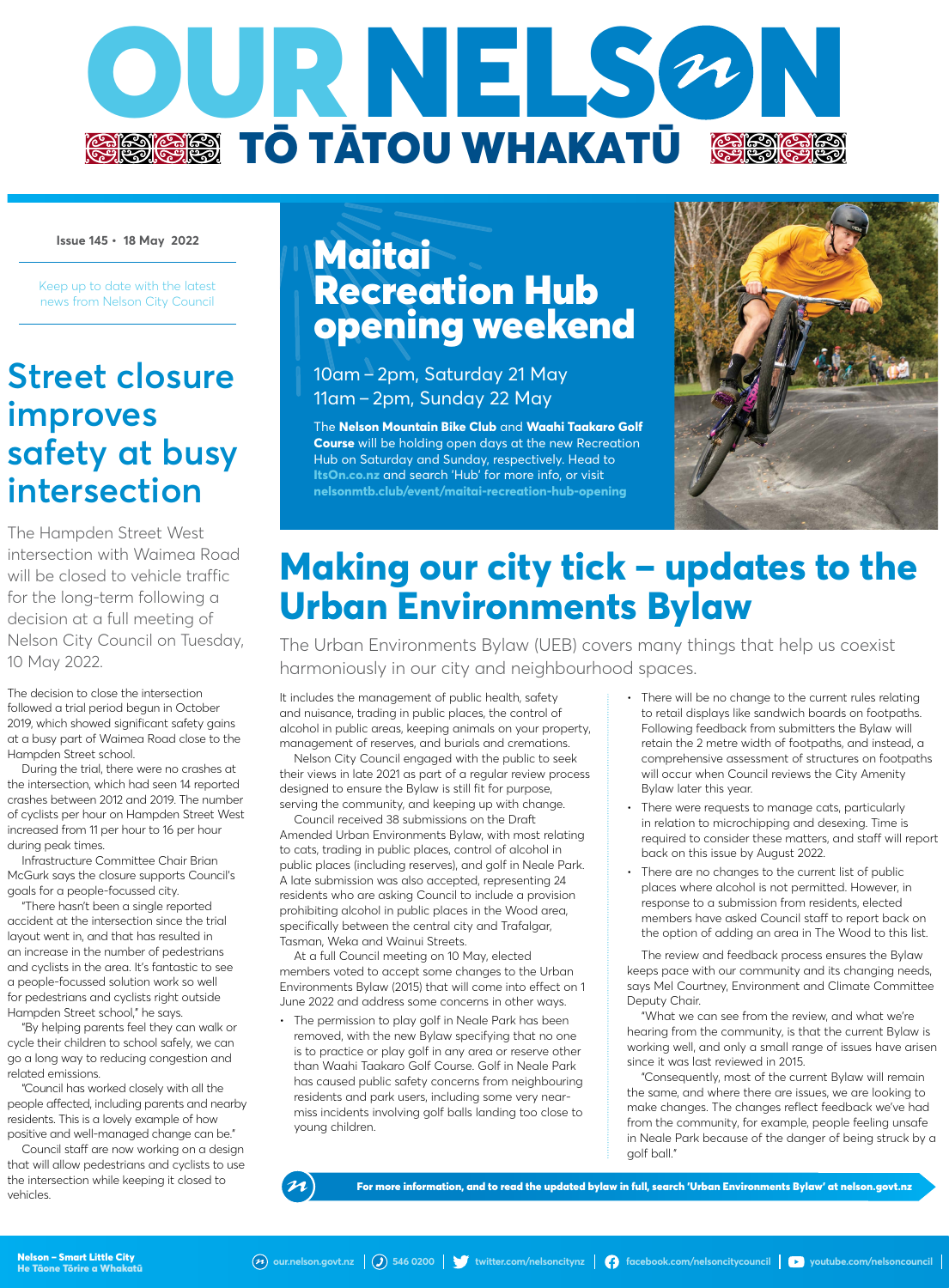# OUR NELSON
## TŌ TĀTOU WHAKATŪ

Issue 145 • 18 May 2022

Keep up to date with the latest news from Nelson City Council

## Maitai Recreation Hub opening weekend

10am – 2pm, Saturday 21 May
11am – 2pm, Sunday 22 May

The **Nelson Mountain Bike Club** and **Waahi Taakaro Golf Course** will be holding open days at the new Recreation Hub on Saturday and Sunday, respectively. Head to **ItsOn.co.nz** and search 'Hub' for more info, or visit **nelsonmtb.club/event/maitai-recreation-hub-opening**

## Street closure improves safety at busy intersection

The Hampden Street West intersection with Waimea Road will be closed to vehicle traffic for the long-term following a decision at a full meeting of Nelson City Council on Tuesday, 10 May 2022.

The decision to close the intersection followed a trial period begun in October 2019, which showed significant safety gains at a busy part of Waimea Road close to the Hampden Street school.

During the trial, there were no crashes at the intersection, which had seen 14 reported crashes between 2012 and 2019. The number of cyclists per hour on Hampden Street West increased from 11 per hour to 16 per hour during peak times.

Infrastructure Committee Chair Brian McGurk says the closure supports Council's goals for a people-focussed city.

"There hasn't been a single reported accident at the intersection since the trial layout went in, and that has resulted in an increase in the number of pedestrians and cyclists in the area. It's fantastic to see a people-focussed solution work so well for pedestrians and cyclists right outside Hampden Street school," he says.

"By helping parents feel they can walk or cycle their children to school safely, we can go a long way to reducing congestion and related emissions.

"Council has worked closely with all the people affected, including parents and nearby residents. This is a lovely example of how positive and well-managed change can be."

Council staff are now working on a design that will allow pedestrians and cyclists to use the intersection while keeping it closed to vehicles.

## Making our city tick – updates to the Urban Environments Bylaw

The Urban Environments Bylaw (UEB) covers many things that help us coexist harmoniously in our city and neighbourhood spaces.

It includes the management of public health, safety and nuisance, trading in public places, the control of alcohol in public areas, keeping animals on your property, management of reserves, and burials and cremations.

Nelson City Council engaged with the public to seek their views in late 2021 as part of a regular review process designed to ensure the Bylaw is still fit for purpose, serving the community, and keeping up with change.

Council received 38 submissions on the Draft Amended Urban Environments Bylaw, with most relating to cats, trading in public places, control of alcohol in public places (including reserves), and golf in Neale Park. A late submission was also accepted, representing 24 residents who are asking Council to include a provision prohibiting alcohol in public places in the Wood area, specifically between the central city and Trafalgar, Tasman, Weka and Wainui Streets.

At a full Council meeting on 10 May, elected members voted to accept some changes to the Urban Environments Bylaw (2015) that will come into effect on 1 June 2022 and address some concerns in other ways.

- The permission to play golf in Neale Park has been removed, with the new Bylaw specifying that no one is to practice or play golf in any area or reserve other than Waahi Taakaro Golf Course. Golf in Neale Park has caused public safety concerns from neighbouring residents and park users, including some very near-miss incidents involving golf balls landing too close to young children.
- There will be no change to the current rules relating to retail displays like sandwich boards on footpaths. Following feedback from submitters the Bylaw will retain the 2 metre width of footpaths, and instead, a comprehensive assessment of structures on footpaths will occur when Council reviews the City Amenity Bylaw later this year.
- There were requests to manage cats, particularly in relation to microchipping and desexing. Time is required to consider these matters, and staff will report back on this issue by August 2022.
- There are no changes to the current list of public places where alcohol is not permitted. However, in response to a submission from residents, elected members have asked Council staff to report back on the option of adding an area in The Wood to this list.

The review and feedback process ensures the Bylaw keeps pace with our community and its changing needs, says Mel Courtney, Environment and Climate Committee Deputy Chair.

"What we can see from the review, and what we're hearing from the community, is that the current Bylaw is working well, and only a small range of issues have arisen since it was last reviewed in 2015.

"Consequently, most of the current Bylaw will remain the same, and where there are issues, we are looking to make changes. The changes reflect feedback we've had from the community, for example, people feeling unsafe in Neale Park because of the danger of being struck by a golf ball."

**For more information, and to read the updated bylaw in full, search 'Urban Environments Bylaw' at nelson.govt.nz**

**Nelson – Smart Little City**
**He Tāone Tōrire a Whakatū**

our.nelson.govt.nz | 546 0200 | twitter.com/nelsoncitynz | facebook.com/nelsoncitycouncil | youtube.com/nelsoncouncil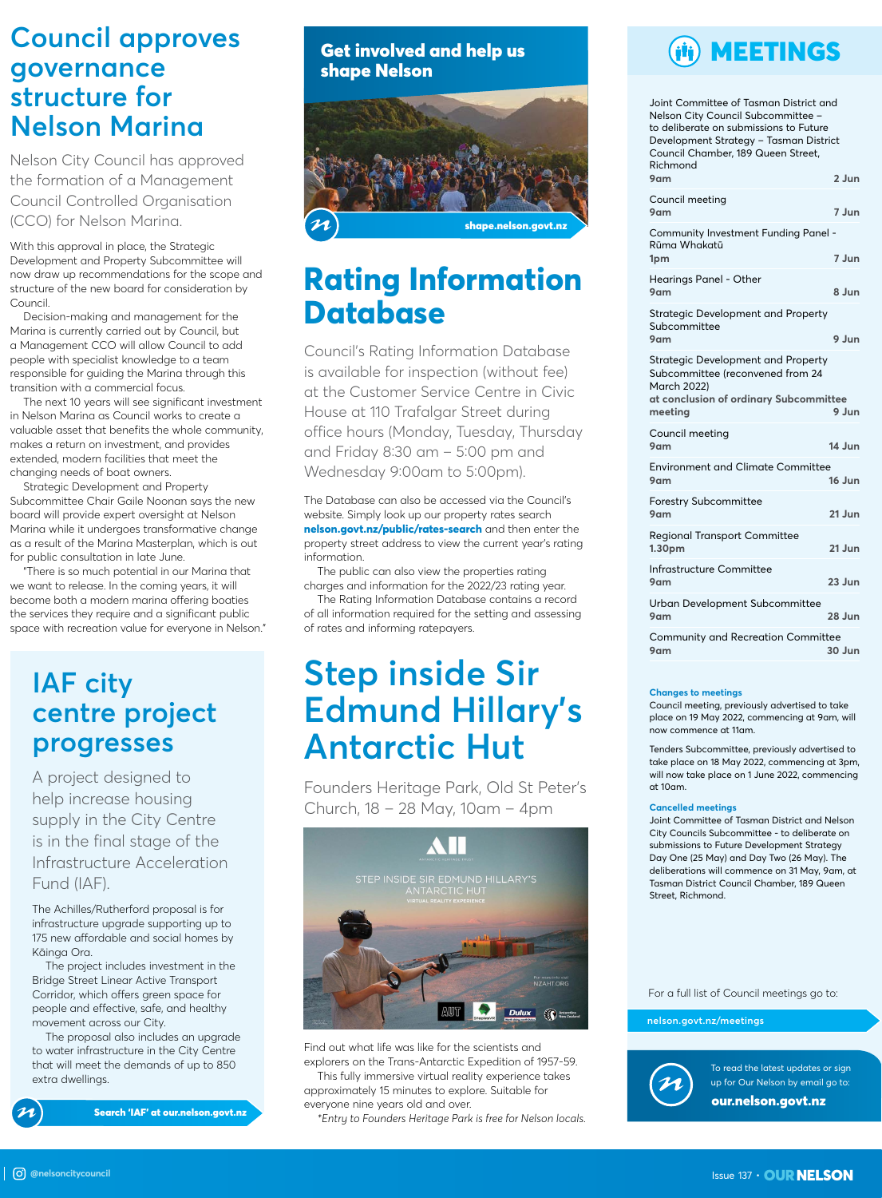# Council approves governance structure for Nelson Marina

Nelson City Council has approved the formation of a Management Council Controlled Organisation (CCO) for Nelson Marina.

With this approval in place, the Strategic Development and Property Subcommittee will now draw up recommendations for the scope and structure of the new board for consideration by Council.

Decision-making and management for the Marina is currently carried out by Council, but a Management CCO will allow Council to add people with specialist knowledge to a team responsible for guiding the Marina through this transition with a commercial focus.

The next 10 years will see significant investment in Nelson Marina as Council works to create a valuable asset that benefits the whole community, makes a return on investment, and provides extended, modern facilities that meet the changing needs of boat owners.

Strategic Development and Property Subcommittee Chair Gaile Noonan says the new board will provide expert oversight at Nelson Marina while it undergoes transformative change as a result of the Marina Masterplan, which is out for public consultation in late June.

"There is so much potential in our Marina that we want to release. In the coming years, it will become both a modern marina offering boaties the services they require and a significant public space with recreation value for everyone in Nelson."

## IAF city centre project progresses

A project designed to help increase housing supply in the City Centre is in the final stage of the Infrastructure Acceleration Fund (IAF).

The Achilles/Rutherford proposal is for infrastructure upgrade supporting up to 175 new affordable and social homes by Kāinga Ora.

The project includes investment in the Bridge Street Linear Active Transport Corridor, which offers green space for people and effective, safe, and healthy movement across our City.

The proposal also includes an upgrade to water infrastructure in the City Centre that will meet the demands of up to 850 extra dwellings.

**Search 'IAF' at our.nelson.govt.nz**

## Get involved and help us shape Nelson

**shape.nelson.govt.nz**

# Rating Information Database

Council's Rating Information Database is available for inspection (without fee) at the Customer Service Centre in Civic House at 110 Trafalgar Street during office hours (Monday, Tuesday, Thursday and Friday 8:30 am – 5:00 pm and Wednesday 9:00am to 5:00pm).

The Database can also be accessed via the Council's website. Simply look up our property rates search **nelson.govt.nz/public/rates-search** and then enter the property street address to view the current year's rating information.

The public can also view the properties rating charges and information for the 2022/23 rating year.

The Rating Information Database contains a record of all information required for the setting and assessing of rates and informing ratepayers.

# Step inside Sir Edmund Hillary's Antarctic Hut

Founders Heritage Park, Old St Peter's Church, 18 – 28 May, 10am – 4pm

Find out what life was like for the scientists and explorers on the Trans-Antarctic Expedition of 1957-59.

This fully immersive virtual reality experience takes approximately 15 minutes to explore. Suitable for everyone nine years old and over.

*\*Entry to Founders Heritage Park is free for Nelson locals.*

# MEETINGS

| | | |
|---|---|---|
| Joint Committee of Tasman District and Nelson City Council Subcommittee – to deliberate on submissions to Future Development Strategy – Tasman District Council Chamber, 189 Queen Street, Richmond | **9am** | **2 Jun** |
| Council meeting | **9am** | **7 Jun** |
| Community Investment Funding Panel - Rūma Whakatū | **1pm** | **7 Jun** |
| Hearings Panel - Other | **9am** | **8 Jun** |
| Strategic Development and Property Subcommittee | **9am** | **9 Jun** |
| Strategic Development and Property Subcommittee (reconvened from 24 March 2022) | **at conclusion of ordinary Subcommittee meeting** | **9 Jun** |
| Council meeting | **9am** | **14 Jun** |
| Environment and Climate Committee | **9am** | **16 Jun** |
| Forestry Subcommittee | **9am** | **21 Jun** |
| Regional Transport Committee | **1.30pm** | **21 Jun** |
| Infrastructure Committee | **9am** | **23 Jun** |
| Urban Development Subcommittee | **9am** | **28 Jun** |
| Community and Recreation Committee | **9am** | **30 Jun** |

**Changes to meetings**

Council meeting, previously advertised to take place on 19 May 2022, commencing at 9am, will now commence at 11am.

Tenders Subcommittee, previously advertised to take place on 18 May 2022, commencing at 3pm, will now take place on 1 June 2022, commencing at 10am.

**Cancelled meetings**

Joint Committee of Tasman District and Nelson City Councils Subcommittee - to deliberate on submissions to Future Development Strategy Day One (25 May) and Day Two (26 May). The deliberations will commence on 31 May, 9am, at Tasman District Council Chamber, 189 Queen Street, Richmond.

For a full list of Council meetings go to:

**nelson.govt.nz/meetings**

To read the latest updates or sign up for Our Nelson by email go to:

**our.nelson.govt.nz**

@nelsoncitycouncil